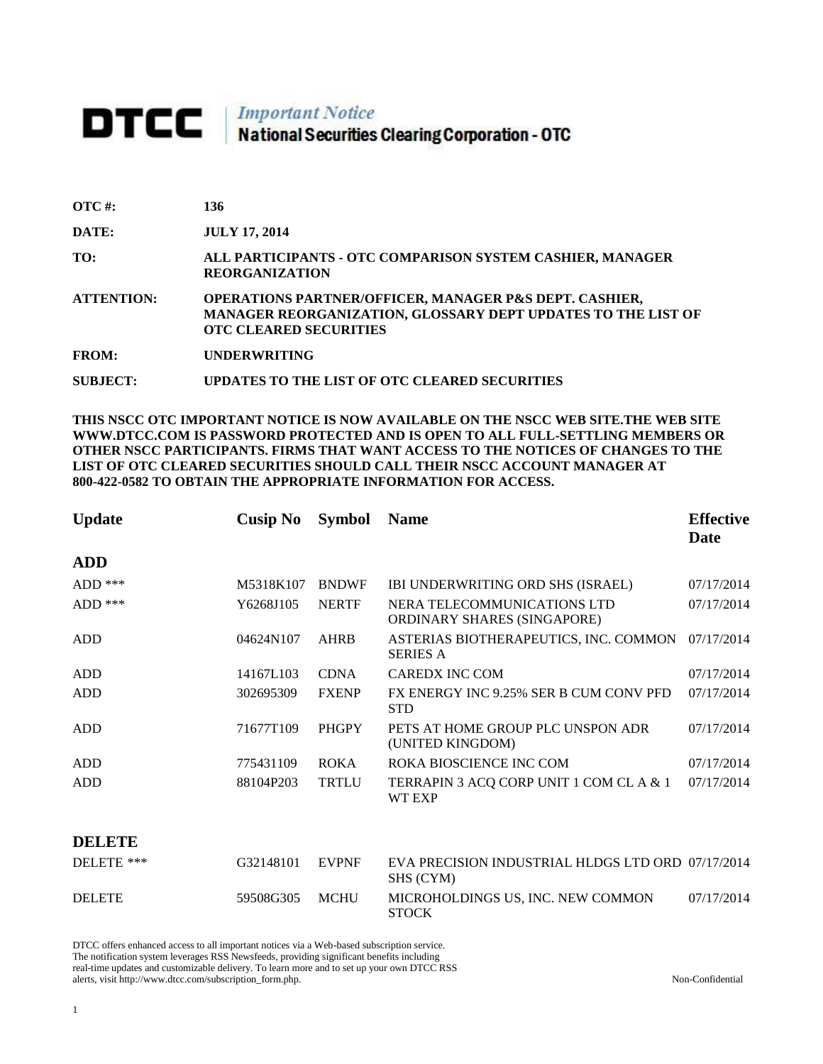# DTCC *Important Notice* National Securities Clearing Corporation - OTC

**OTC #:** 136

**DATE:** JULY 17, 2014

**TO:** ALL PARTICIPANTS - OTC COMPARISON SYSTEM CASHIER, MANAGER REORGANIZATION

**ATTENTION:** OPERATIONS PARTNER/OFFICER, MANAGER P&S DEPT. CASHIER, MANAGER REORGANIZATION, GLOSSARY DEPT UPDATES TO THE LIST OF OTC CLEARED SECURITIES

**FROM:** UNDERWRITING

**SUBJECT:** UPDATES TO THE LIST OF OTC CLEARED SECURITIES

**THIS NSCC OTC IMPORTANT NOTICE IS NOW AVAILABLE ON THE NSCC WEB SITE.THE WEB SITE WWW.DTCC.COM IS PASSWORD PROTECTED AND IS OPEN TO ALL FULL-SETTLING MEMBERS OR OTHER NSCC PARTICIPANTS. FIRMS THAT WANT ACCESS TO THE NOTICES OF CHANGES TO THE LIST OF OTC CLEARED SECURITIES SHOULD CALL THEIR NSCC ACCOUNT MANAGER AT 800-422-0582 TO OBTAIN THE APPROPRIATE INFORMATION FOR ACCESS.**

| Update | Cusip No | Symbol | Name | Effective Date |
|---|---|---|---|---|
| **ADD** | | | | |
| ADD *** | M5318K107 | BNDWF | IBI UNDERWRITING ORD SHS (ISRAEL) | 07/17/2014 |
| ADD *** | Y6268J105 | NERTF | NERA TELECOMMUNICATIONS LTD ORDINARY SHARES (SINGAPORE) | 07/17/2014 |
| ADD | 04624N107 | AHRB | ASTERIAS BIOTHERAPEUTICS, INC. COMMON SERIES A | 07/17/2014 |
| ADD | 14167L103 | CDNA | CAREDX INC COM | 07/17/2014 |
| ADD | 302695309 | FXENP | FX ENERGY INC 9.25% SER B CUM CONV PFD STD | 07/17/2014 |
| ADD | 71677T109 | PHGPY | PETS AT HOME GROUP PLC UNSPON ADR (UNITED KINGDOM) | 07/17/2014 |
| ADD | 775431109 | ROKA | ROKA BIOSCIENCE INC COM | 07/17/2014 |
| ADD | 88104P203 | TRTLU | TERRAPIN 3 ACQ CORP UNIT 1 COM CL A & 1 WT EXP | 07/17/2014 |
| **DELETE** | | | | |
| DELETE *** | G32148101 | EVPNF | EVA PRECISION INDUSTRIAL HLDGS LTD ORD SHS (CYM) | 07/17/2014 |
| DELETE | 59508G305 | MCHU | MICROHOLDINGS US, INC. NEW COMMON STOCK | 07/17/2014 |

DTCC offers enhanced access to all important notices via a Web-based subscription service. The notification system leverages RSS Newsfeeds, providing significant benefits including real-time updates and customizable delivery. To learn more and to set up your own DTCC RSS alerts, visit http://www.dtcc.com/subscription_form.php.

Non-Confidential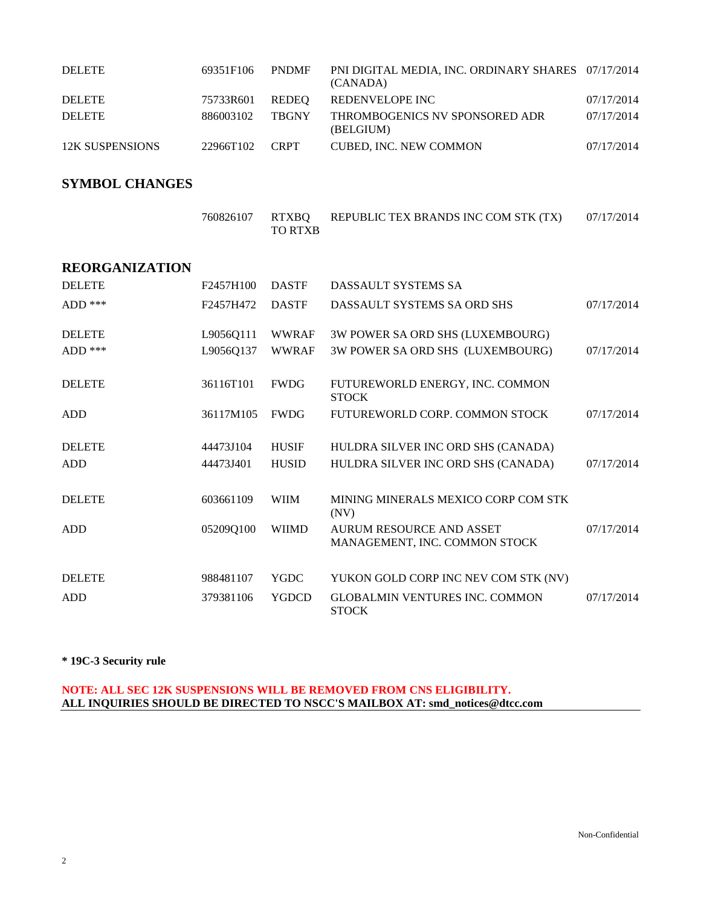| | | | | |
|---|---|---|---|---|
| DELETE | 69351F106 | PNDMF | PNI DIGITAL MEDIA, INC. ORDINARY SHARES (CANADA) | 07/17/2014 |
| DELETE | 75733R601 | REDEQ | REDENVELOPE INC | 07/17/2014 |
| DELETE | 886003102 | TBGNY | THROMBOGENICS NV SPONSORED ADR (BELGIUM) | 07/17/2014 |
| 12K SUSPENSIONS | 22966T102 | CRPT | CUBED, INC. NEW COMMON | 07/17/2014 |

## SYMBOL CHANGES

| | | | | |
|---|---|---|---|---|
| | 760826107 | RTXBQ TO RTXB | REPUBLIC TEX BRANDS INC COM STK (TX) | 07/17/2014 |

## REORGANIZATION

| | | | | |
|---|---|---|---|---|
| DELETE | F2457H100 | DASTF | DASSAULT SYSTEMS SA | |
| ADD *** | F2457H472 | DASTF | DASSAULT SYSTEMS SA ORD SHS | 07/17/2014 |
| DELETE | L9056Q111 | WWRAF | 3W POWER SA ORD SHS (LUXEMBOURG) | |
| ADD *** | L9056Q137 | WWRAF | 3W POWER SA ORD SHS (LUXEMBOURG) | 07/17/2014 |
| DELETE | 36116T101 | FWDG | FUTUREWORLD ENERGY, INC. COMMON STOCK | |
| ADD | 36117M105 | FWDG | FUTUREWORLD CORP. COMMON STOCK | 07/17/2014 |
| DELETE | 44473J104 | HUSIF | HULDRA SILVER INC ORD SHS (CANADA) | |
| ADD | 44473J401 | HUSID | HULDRA SILVER INC ORD SHS (CANADA) | 07/17/2014 |
| DELETE | 603661109 | WIIM | MINING MINERALS MEXICO CORP COM STK (NV) | |
| ADD | 05209Q100 | WIIMD | AURUM RESOURCE AND ASSET MANAGEMENT, INC. COMMON STOCK | 07/17/2014 |
| DELETE | 988481107 | YGDC | YUKON GOLD CORP INC NEV COM STK (NV) | |
| ADD | 379381106 | YGDCD | GLOBALMIN VENTURES INC. COMMON STOCK | 07/17/2014 |

**\* 19C-3 Security rule**

**NOTE: ALL SEC 12K SUSPENSIONS WILL BE REMOVED FROM CNS ELIGIBILITY.**
**ALL INQUIRIES SHOULD BE DIRECTED TO NSCC'S MAILBOX AT: smd_notices@dtcc.com**

Non-Confidential